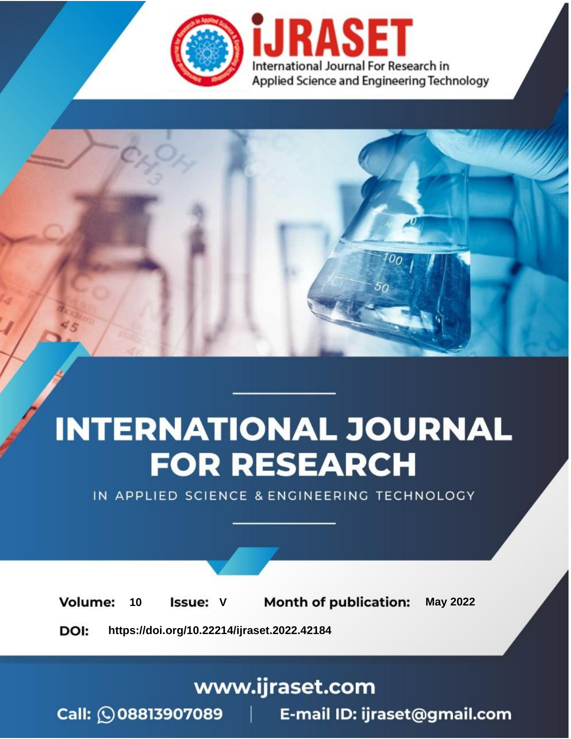International Journal For Research in Applied Science and Engineering Technology

# INTERNATIONAL JOURNAL FOR RESEARCH

IN APPLIED SCIENCE & ENGINEERING TECHNOLOGY

**Volume:** 10 **Issue:** V **Month of publication:** May 2022

**DOI:** https://doi.org/10.22214/ijraset.2022.42184

www.ijraset.com

Call: 08813907089 | E-mail ID: ijraset@gmail.com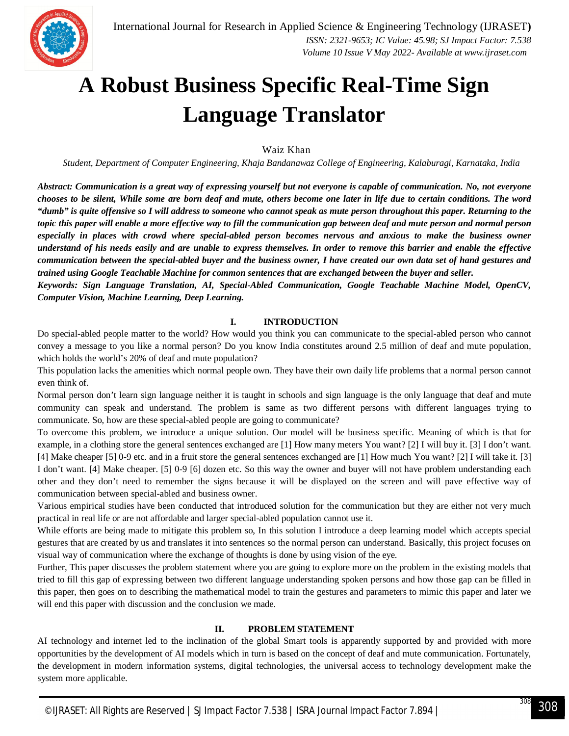# A Robust Business Specific Real-Time Sign Language Translator

Waiz Khan

*Student, Department of Computer Engineering, Khaja Bandanawaz College of Engineering, Kalaburagi, Karnataka, India*

***Abstract:** Communication is a great way of expressing yourself but not everyone is capable of communication. No, not everyone chooses to be silent, While some are born deaf and mute, others become one later in life due to certain conditions. The word "dumb" is quite offensive so I will address to someone who cannot speak as mute person throughout this paper. Returning to the topic this paper will enable a more effective way to fill the communication gap between deaf and mute person and normal person especially in places with crowd where special-abled person becomes nervous and anxious to make the business owner understand of his needs easily and are unable to express themselves. In order to remove this barrier and enable the effective communication between the special-abled buyer and the business owner, I have created our own data set of hand gestures and trained using Google Teachable Machine for common sentences that are exchanged between the buyer and seller.*

***Keywords:** Sign Language Translation, AI, Special-Abled Communication, Google Teachable Machine Model, OpenCV, Computer Vision, Machine Learning, Deep Learning.*

## I. INTRODUCTION

Do special-abled people matter to the world? How would you think you can communicate to the special-abled person who cannot convey a message to you like a normal person? Do you know India constitutes around 2.5 million of deaf and mute population, which holds the world's 20% of deaf and mute population?

This population lacks the amenities which normal people own. They have their own daily life problems that a normal person cannot even think of.

Normal person don't learn sign language neither it is taught in schools and sign language is the only language that deaf and mute community can speak and understand. The problem is same as two different persons with different languages trying to communicate. So, how are these special-abled people are going to communicate?

To overcome this problem, we introduce a unique solution. Our model will be business specific. Meaning of which is that for example, in a clothing store the general sentences exchanged are [1] How many meters You want? [2] I will buy it. [3] I don't want. [4] Make cheaper [5] 0-9 etc. and in a fruit store the general sentences exchanged are [1] How much You want? [2] I will take it. [3] I don't want. [4] Make cheaper. [5] 0-9 [6] dozen etc. So this way the owner and buyer will not have problem understanding each other and they don't need to remember the signs because it will be displayed on the screen and will pave effective way of communication between special-abled and business owner.

Various empirical studies have been conducted that introduced solution for the communication but they are either not very much practical in real life or are not affordable and larger special-abled population cannot use it.

While efforts are being made to mitigate this problem so, In this solution I introduce a deep learning model which accepts special gestures that are created by us and translates it into sentences so the normal person can understand. Basically, this project focuses on visual way of communication where the exchange of thoughts is done by using vision of the eye.

Further, This paper discusses the problem statement where you are going to explore more on the problem in the existing models that tried to fill this gap of expressing between two different language understanding spoken persons and how those gap can be filled in this paper, then goes on to describing the mathematical model to train the gestures and parameters to mimic this paper and later we will end this paper with discussion and the conclusion we made.

## II. PROBLEM STATEMENT

AI technology and internet led to the inclination of the global Smart tools is apparently supported by and provided with more opportunities by the development of AI models which in turn is based on the concept of deaf and mute communication. Fortunately, the development in modern information systems, digital technologies, the universal access to technology development make the system more applicable.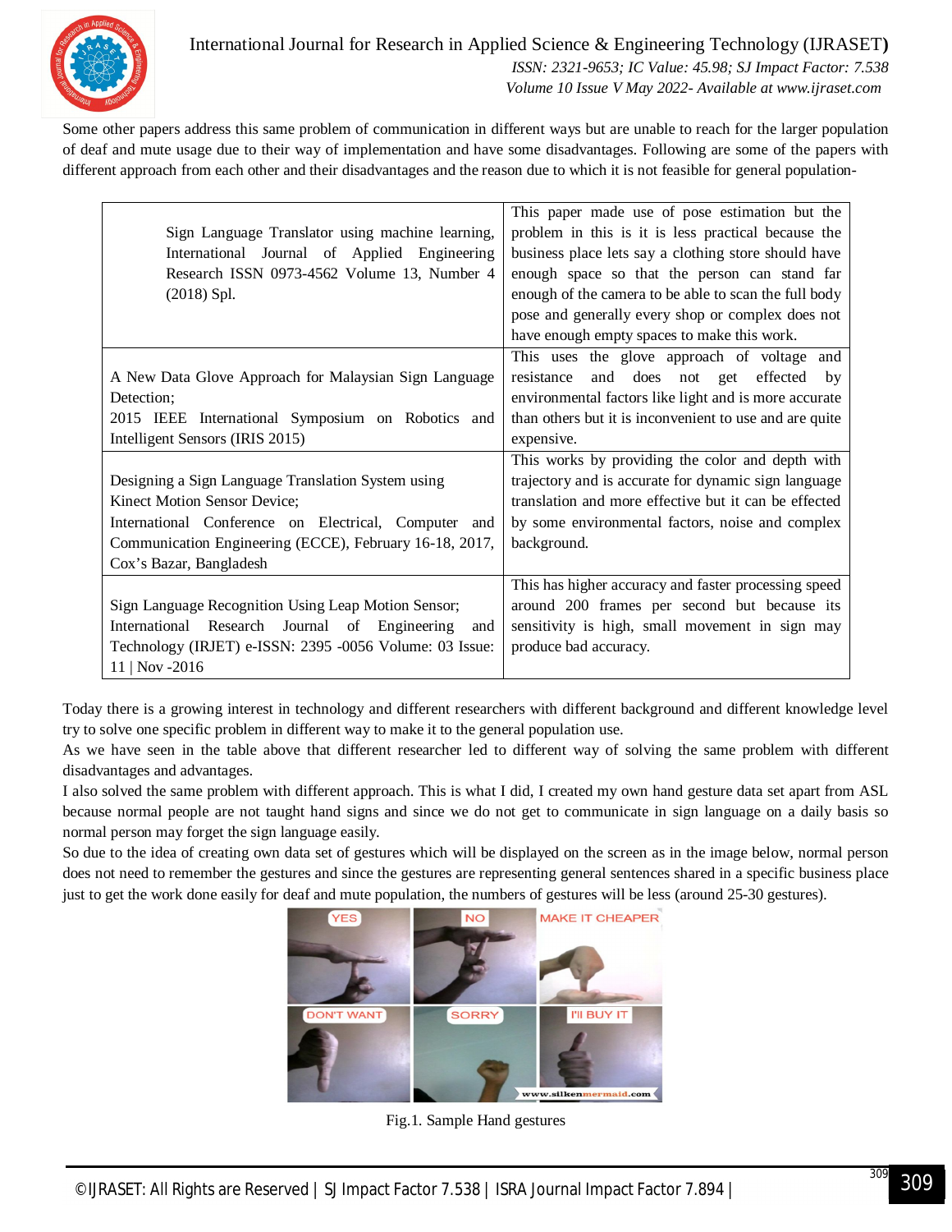Some other papers address this same problem of communication in different ways but are unable to reach for the larger population of deaf and mute usage due to their way of implementation and have some disadvantages. Following are some of the papers with different approach from each other and their disadvantages and the reason due to which it is not feasible for general population-

| | |
|---|---|
| Sign Language Translator using machine learning, International Journal of Applied Engineering Research ISSN 0973-4562 Volume 13, Number 4 (2018) Spl. | This paper made use of pose estimation but the problem in this is it is less practical because the business place lets say a clothing store should have enough space so that the person can stand far enough of the camera to be able to scan the full body pose and generally every shop or complex does not have enough empty spaces to make this work. |
| A New Data Glove Approach for Malaysian Sign Language Detection; 2015 IEEE International Symposium on Robotics and Intelligent Sensors (IRIS 2015) | This uses the glove approach of voltage and resistance and does not get effected by environmental factors like light and is more accurate than others but it is inconvenient to use and are quite expensive. |
| Designing a Sign Language Translation System using Kinect Motion Sensor Device; International Conference on Electrical, Computer and Communication Engineering (ECCE), February 16-18, 2017, Cox's Bazar, Bangladesh | This works by providing the color and depth with trajectory and is accurate for dynamic sign language translation and more effective but it can be effected by some environmental factors, noise and complex background. |
| Sign Language Recognition Using Leap Motion Sensor; International Research Journal of Engineering and Technology (IRJET) e-ISSN: 2395 -0056 Volume: 03 Issue: 11 \| Nov -2016 | This has higher accuracy and faster processing speed around 200 frames per second but because its sensitivity is high, small movement in sign may produce bad accuracy. |

Today there is a growing interest in technology and different researchers with different background and different knowledge level try to solve one specific problem in different way to make it to the general population use.

As we have seen in the table above that different researcher led to different way of solving the same problem with different disadvantages and advantages.

I also solved the same problem with different approach. This is what I did, I created my own hand gesture data set apart from ASL because normal people are not taught hand signs and since we do not get to communicate in sign language on a daily basis so normal person may forget the sign language easily.

So due to the idea of creating own data set of gestures which will be displayed on the screen as in the image below, normal person does not need to remember the gestures and since the gestures are representing general sentences shared in a specific business place just to get the work done easily for deaf and mute population, the numbers of gestures will be less (around 25-30 gestures).

Fig.1. Sample Hand gestures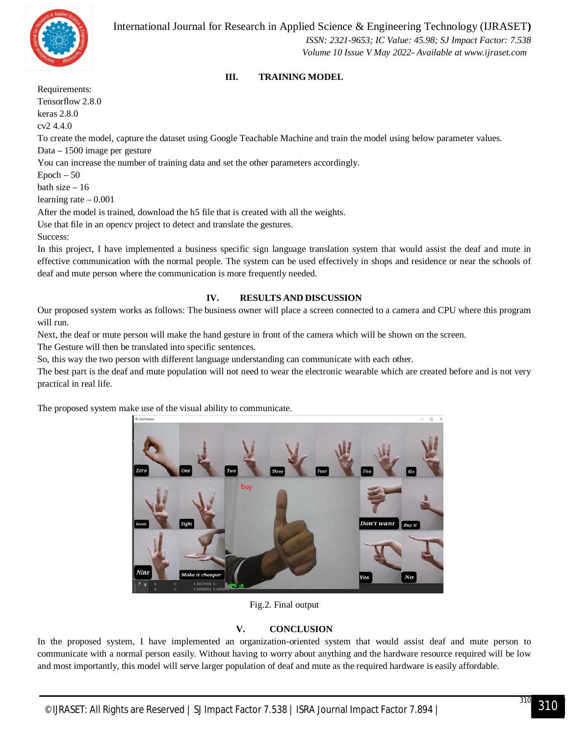## III. TRAINING MODEL

Requirements:
Tensorflow 2.8.0
keras 2.8.0
cv2 4.4.0
To create the model, capture the dataset using Google Teachable Machine and train the model using below parameter values.
Data – 1500 image per gesture
You can increase the number of training data and set the other parameters accordingly.
Epoch – 50
bath size – 16
learning rate – 0.001
After the model is trained, download the h5 file that is created with all the weights.
Use that file in an opencv project to detect and translate the gestures.
Success:
In this project, I have implemented a business specific sign language translation system that would assist the deaf and mute in effective communication with the normal people. The system can be used effectively in shops and residence or near the schools of deaf and mute person where the communication is more frequently needed.

## IV. RESULTS AND DISCUSSION

Our proposed system works as follows: The business owner will place a screen connected to a camera and CPU where this program will run.
Next, the deaf or mute person will make the hand gesture in front of the camera which will be shown on the screen.
The Gesture will then be translated into specific sentences.
So, this way the two person with different language understanding can communicate with each other.
The best part is the deaf and mute population will not need to wear the electronic wearable which are created before and is not very practical in real life.

The proposed system make use of the visual ability to communicate.

Fig.2. Final output

## V. CONCLUSION

In the proposed system, I have implemented an organization-oriented system that would assist deaf and mute person to communicate with a normal person easily. Without having to worry about anything and the hardware resource required will be low and most importantly, this model will serve larger population of deaf and mute as the required hardware is easily affordable.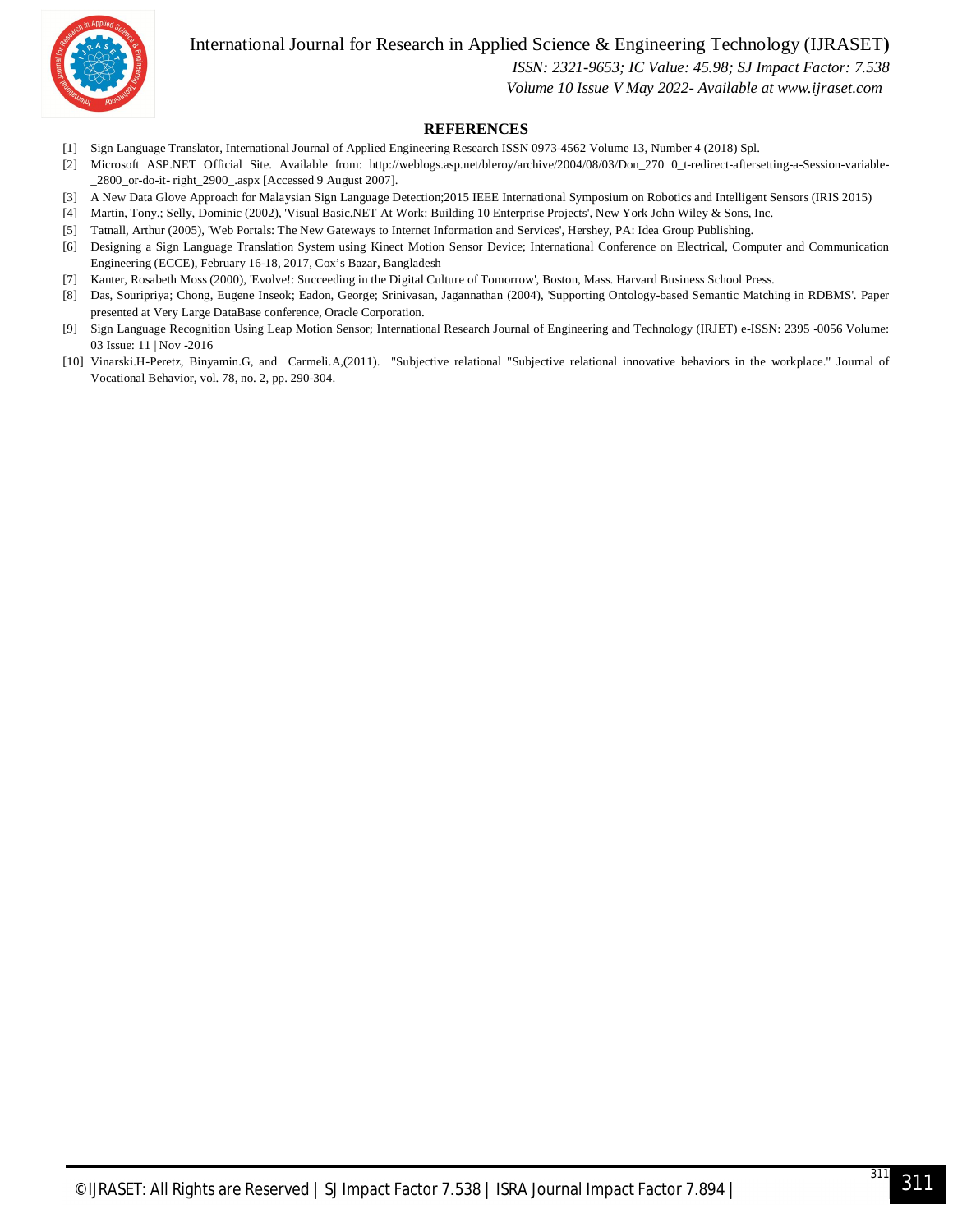## REFERENCES

[1] Sign Language Translator, International Journal of Applied Engineering Research ISSN 0973-4562 Volume 13, Number 4 (2018) Spl.

[2] Microsoft ASP.NET Official Site. Available from: http://weblogs.asp.net/bleroy/archive/2004/08/03/Don_270 0_t-redirect-aftersetting-a-Session-variable-_2800_or-do-it- right_2900_.aspx [Accessed 9 August 2007].

[3] A New Data Glove Approach for Malaysian Sign Language Detection;2015 IEEE International Symposium on Robotics and Intelligent Sensors (IRIS 2015)

[4] Martin, Tony.; Selly, Dominic (2002), 'Visual Basic.NET At Work: Building 10 Enterprise Projects', New York John Wiley & Sons, Inc.

[5] Tatnall, Arthur (2005), 'Web Portals: The New Gateways to Internet Information and Services', Hershey, PA: Idea Group Publishing.

[6] Designing a Sign Language Translation System using Kinect Motion Sensor Device; International Conference on Electrical, Computer and Communication Engineering (ECCE), February 16-18, 2017, Cox's Bazar, Bangladesh

[7] Kanter, Rosabeth Moss (2000), 'Evolve!: Succeeding in the Digital Culture of Tomorrow', Boston, Mass. Harvard Business School Press.

[8] Das, Souripriya; Chong, Eugene Inseok; Eadon, George; Srinivasan, Jagannathan (2004), 'Supporting Ontology-based Semantic Matching in RDBMS'. Paper presented at Very Large DataBase conference, Oracle Corporation.

[9] Sign Language Recognition Using Leap Motion Sensor; International Research Journal of Engineering and Technology (IRJET) e-ISSN: 2395 -0056 Volume: 03 Issue: 11 | Nov -2016

[10] Vinarski.H-Peretz, Binyamin.G, and Carmeli.A,(2011). "Subjective relational "Subjective relational innovative behaviors in the workplace." Journal of Vocational Behavior, vol. 78, no. 2, pp. 290-304.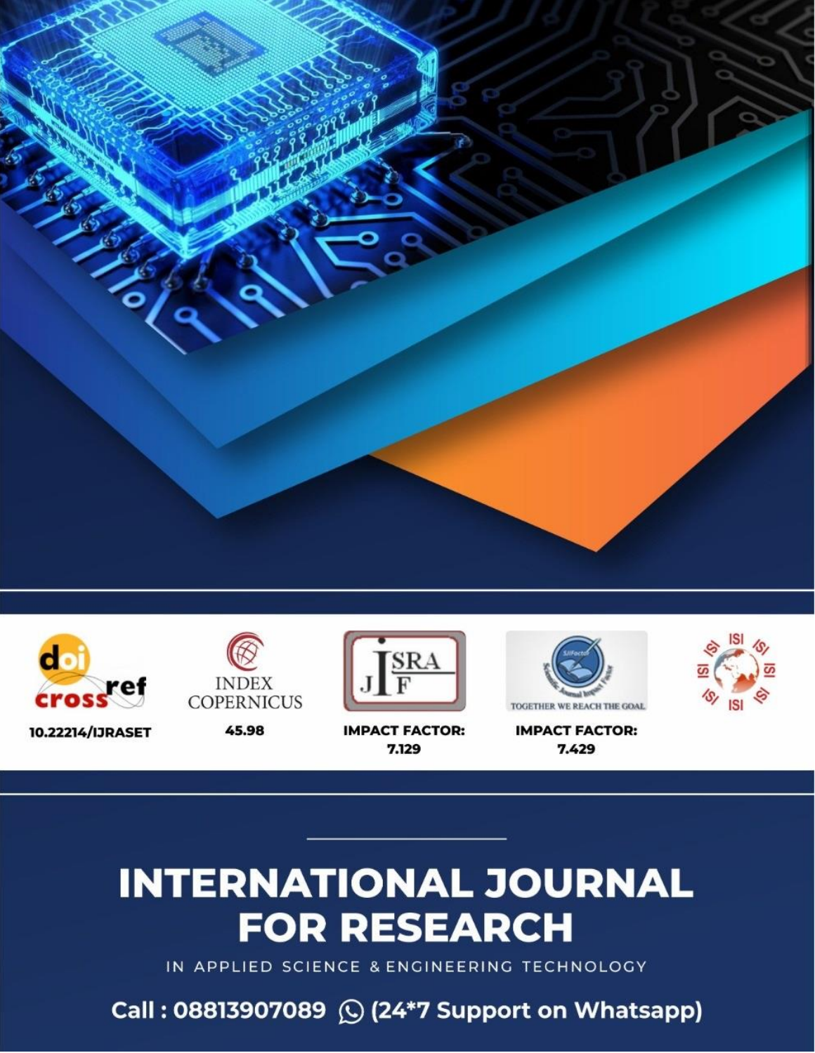10.22214/IJRASET

45.98

IMPACT FACTOR: 7.129

IMPACT FACTOR: 7.429

# INTERNATIONAL JOURNAL FOR RESEARCH

IN APPLIED SCIENCE & ENGINEERING TECHNOLOGY

Call : 08813907089 (24*7 Support on Whatsapp)